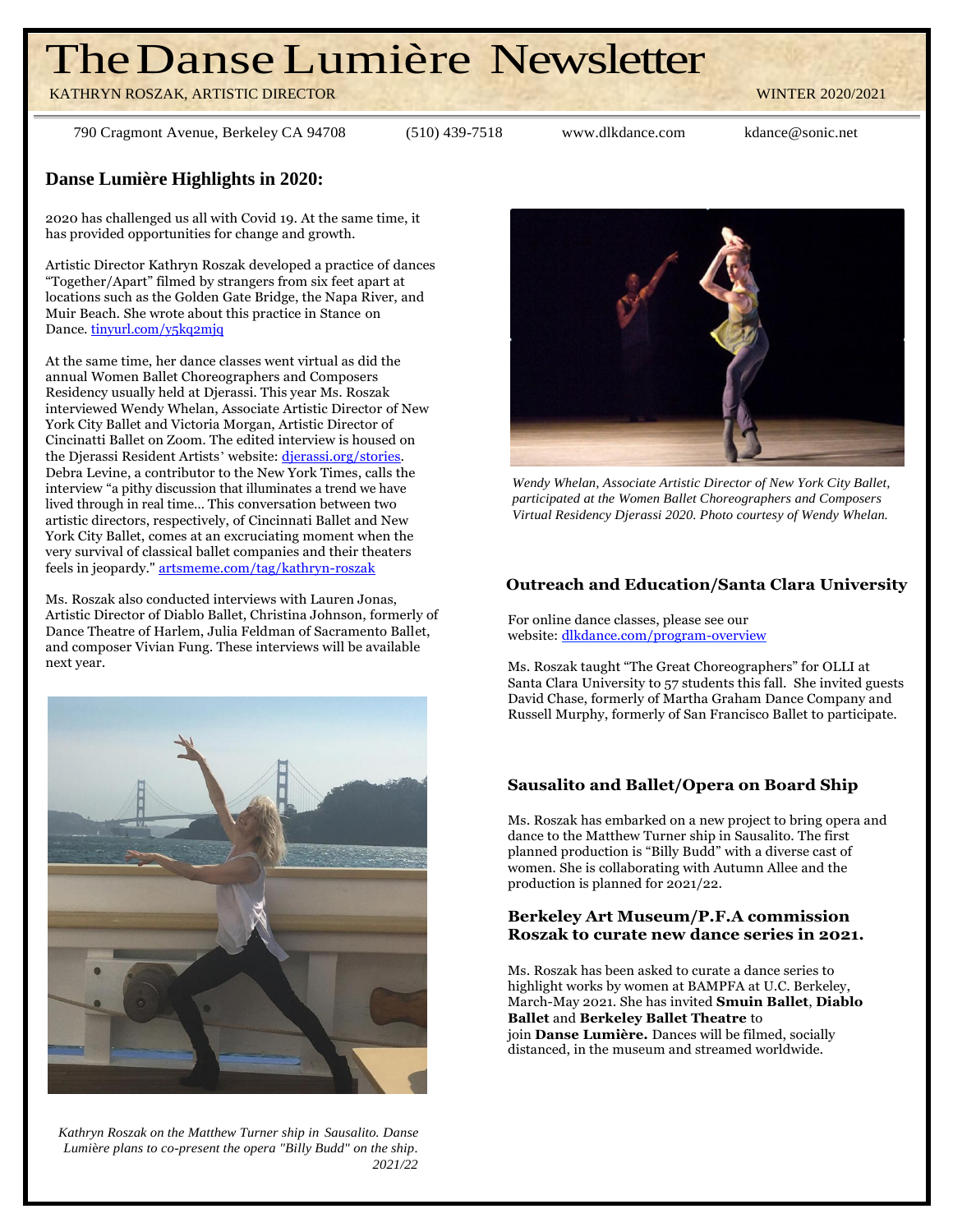# The Danse Lumière Newsletter

KATHRYN ROSZAK, ARTISTIC DIRECTOR WINTER 2020/2021

790 Cragmont Avenue, Berkeley CA 94708 (510) 439-7518 www.dlkdance.com kdance@sonic.net

## Danse Lumière Highlights in 2020:

2020 has challenged us all with Covid 19. At the same time, it has provided opportunities for change and growth.

Artistic Director Kathryn Roszak developed a practice of dances "Together/Apart" filmed by strangers from six feet apart at locations such as the Golden Gate Bridge, the Napa River, and Muir Beach. She wrote about this practice in Stance on Dance. tinyurl.com/y5kq2mjq

At the same time, her dance classes went virtual as did the annual Women Ballet Choreographers and Composers Residency usually held at Djerassi. This year Ms. Roszak interviewed Wendy Whelan, Associate Artistic Director of New York City Ballet and Victoria Morgan, Artistic Director of Cincinatti Ballet on Zoom. The edited interview is housed on the Djerassi Resident Artists' website: djerassi.org/stories. Debra Levine, a contributor to the New York Times, calls the interview "a pithy discussion that illuminates a trend we have lived through in real time… This conversation between two artistic directors, respectively, of Cincinnati Ballet and New York City Ballet, comes at an excruciating moment when the very survival of classical ballet companies and their theaters feels in jeopardy." artsmeme.com/tag/kathryn-roszak

Ms. Roszak also conducted interviews with Lauren Jonas, Artistic Director of Diablo Ballet, Christina Johnson, formerly of Dance Theatre of Harlem, Julia Feldman of Sacramento Ballet, and composer Vivian Fung. These interviews will be available next year.

*Kathryn Roszak on the Matthew Turner ship in Sausalito. Danse Lumière plans to co-present the opera "Billy Budd" on the ship. 2021/22*

*Wendy Whelan, Associate Artistic Director of New York City Ballet, participated at the Women Ballet Choreographers and Composers Virtual Residency Djerassi 2020. Photo courtesy of Wendy Whelan.*

### Outreach and Education/Santa Clara University

For online dance classes, please see our website: dlkdance.com/program-overview

Ms. Roszak taught "The Great Choreographers" for OLLI at Santa Clara University to 57 students this fall. She invited guests David Chase, formerly of Martha Graham Dance Company and Russell Murphy, formerly of San Francisco Ballet to participate.

### Sausalito and Ballet/Opera on Board Ship

Ms. Roszak has embarked on a new project to bring opera and dance to the Matthew Turner ship in Sausalito. The first planned production is "Billy Budd" with a diverse cast of women. She is collaborating with Autumn Allee and the production is planned for 2021/22.

### Berkeley Art Museum/P.F.A commission Roszak to curate new dance series in 2021.

Ms. Roszak has been asked to curate a dance series to highlight works by women at BAMPFA at U.C. Berkeley, March-May 2021. She has invited **Smuin Ballet**, **Diablo Ballet** and **Berkeley Ballet Theatre** to join **Danse Lumière.** Dances will be filmed, socially distanced, in the museum and streamed worldwide.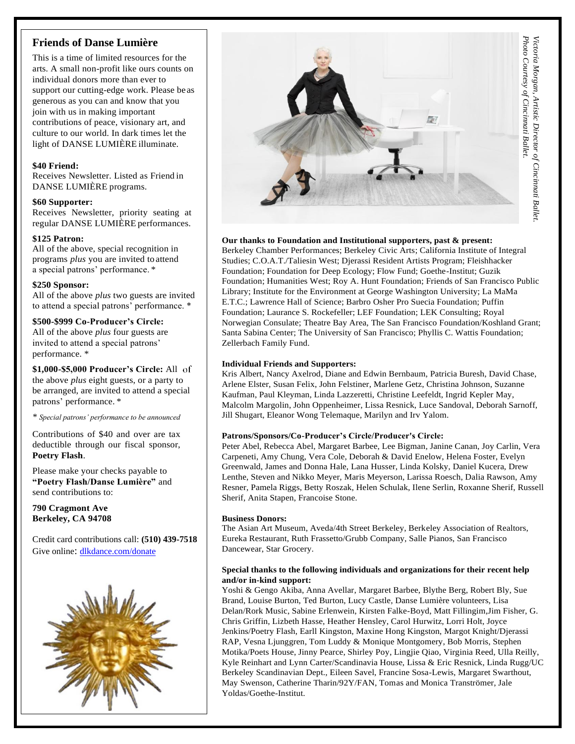## Friends of Danse Lumière

This is a time of limited resources for the arts. A small non-profit like ours counts on individual donors more than ever to support our cutting-edge work. Please be as generous as you can and know that you join with us in making important contributions of peace, visionary art, and culture to our world. In dark times let the light of DANSE LUMIÈRE illuminate.

**$40 Friend:**
Receives Newsletter. Listed as Friend in DANSE LUMIÈRE programs.

**$60 Supporter:**
Receives Newsletter, priority seating at regular DANSE LUMIÈRE performances.

**$125 Patron:**
All of the above, special recognition in programs *plus* you are invited to attend a special patrons' performance. *

**$250 Sponsor:**
All of the above *plus* two guests are invited to attend a special patrons' performance. *

**$500-$999 Co-Producer's Circle:**
All of the above *plus* four guests are invited to attend a special patrons' performance. *

**$1,000-$5,000 Producer's Circle:** All of the above *plus* eight guests, or a party to be arranged, are invited to attend a special patrons' performance. *

* *Special patrons' performance to be announced*

Contributions of $40 and over are tax deductible through our fiscal sponsor, **Poetry Flash**.

Please make your checks payable to **"Poetry Flash/Danse Lumière"** and send contributions to:

**790 Cragmont Ave**
**Berkeley, CA 94708**

Credit card contributions call: **(510) 439-7518**
Give online: dlkdance.com/donate

*Victoria Morgan, Artistic Director of Cincinnati Ballet.*
*Photo Courtesy of Cincinnati Ballet.*

**Our thanks to Foundation and Institutional supporters, past & present:**
Berkeley Chamber Performances; Berkeley Civic Arts; California Institute of Integral Studies; C.O.A.T./Taliesin West; Djerassi Resident Artists Program; Fleishhacker Foundation; Foundation for Deep Ecology; Flow Fund; Goethe-Institut; Guzik Foundation; Humanities West; Roy A. Hunt Foundation; Friends of San Francisco Public Library; Institute for the Environment at George Washington University; La MaMa E.T.C.; Lawrence Hall of Science; Barbro Osher Pro Suecia Foundation; Puffin Foundation; Laurance S. Rockefeller; LEF Foundation; LEK Consulting; Royal Norwegian Consulate; Theatre Bay Area, The San Francisco Foundation/Koshland Grant; Santa Sabina Center; The University of San Francisco; Phyllis C. Wattis Foundation; Zellerbach Family Fund.

**Individual Friends and Supporters:**
Kris Albert, Nancy Axelrod, Diane and Edwin Bernbaum, Patricia Buresh, David Chase, Arlene Elster, Susan Felix, John Felstiner, Marlene Getz, Christina Johnson, Suzanne Kaufman, Paul Kleyman, Linda Lazzeretti, Christine Leefeldt, Ingrid Kepler May, Malcolm Margolin, John Oppenheimer, Lissa Resnick, Luce Sandoval, Deborah Sarnoff, Jill Shugart, Eleanor Wong Telemaque, Marilyn and Irv Yalom.

**Patrons/Sponsors/Co-Producer's Circle/Producer's Circle:**
Peter Abel, Rebecca Abel, Margaret Barbee, Lee Bigman, Janine Canan, Joy Carlin, Vera Carpeneti, Amy Chung, Vera Cole, Deborah & David Enelow, Helena Foster, Evelyn Greenwald, James and Donna Hale, Lana Husser, Linda Kolsky, Daniel Kucera, Drew Lenthe, Steven and Nikko Meyer, Maris Meyerson, Larissa Roesch, Dalia Rawson, Amy Resner, Pamela Riggs, Betty Roszak, Helen Schulak, Ilene Serlin, Roxanne Sherif, Russell Sherif, Anita Stapen, Francoise Stone.

**Business Donors:**
The Asian Art Museum, Aveda/4th Street Berkeley, Berkeley Association of Realtors, Eureka Restaurant, Ruth Frassetto/Grubb Company, Salle Pianos, San Francisco Dancewear, Star Grocery.

**Special thanks to the following individuals and organizations for their recent help and/or in-kind support:**
Yoshi & Gengo Akiba, Anna Avellar, Margaret Barbee, Blythe Berg, Robert Bly, Sue Brand, Louise Burton, Ted Burton, Lucy Castle, Danse Lumière volunteers, Lisa Delan/Rork Music, Sabine Erlenwein, Kirsten Falke-Boyd, Matt Fillingim,Jim Fisher, G. Chris Griffin, Lizbeth Hasse, Heather Hensley, Carol Hurwitz, Lorri Holt, Joyce Jenkins/Poetry Flash, Earll Kingston, Maxine Hong Kingston, Margot Knight/Djerassi RAP, Vesna Ljunggren, Tom Luddy & Monique Montgomery, Bob Morris, Stephen Motika/Poets House, Jinny Pearce, Shirley Poy, Lingjie Qiao, Virginia Reed, Ulla Reilly, Kyle Reinhart and Lynn Carter/Scandinavia House, Lissa & Eric Resnick, Linda Rugg/UC Berkeley Scandinavian Dept., Eileen Savel, Francine Sosa-Lewis, Margaret Swarthout, May Swenson, Catherine Tharin/92Y/FAN, Tomas and Monica Tranströmer, Jale Yoldas/Goethe-Institut.